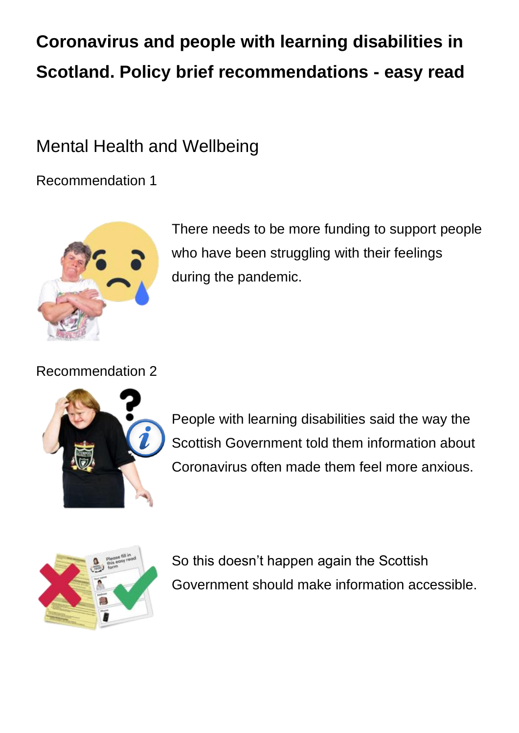# Coronavirus and people with learning disabilities in Scotland. Policy brief recommendations - easy read

## Mental Health and Wellbeing

### Recommendation 1

There needs to be more funding to support people who have been struggling with their feelings during the pandemic.

### Recommendation 2

People with learning disabilities said the way the Scottish Government told them information about Coronavirus often made them feel more anxious.

So this doesn't happen again the Scottish Government should make information accessible.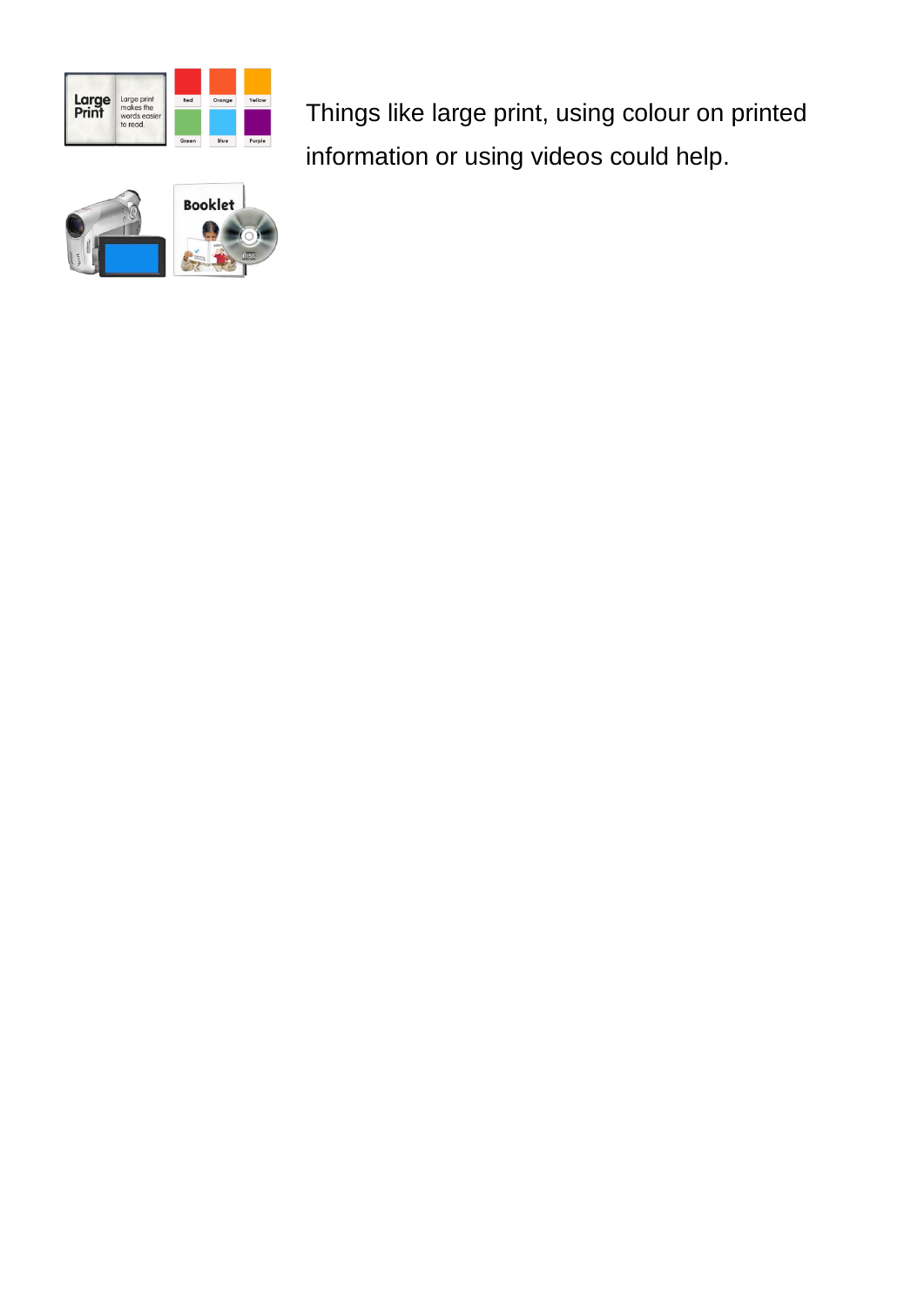Things like large print, using colour on printed information or using videos could help.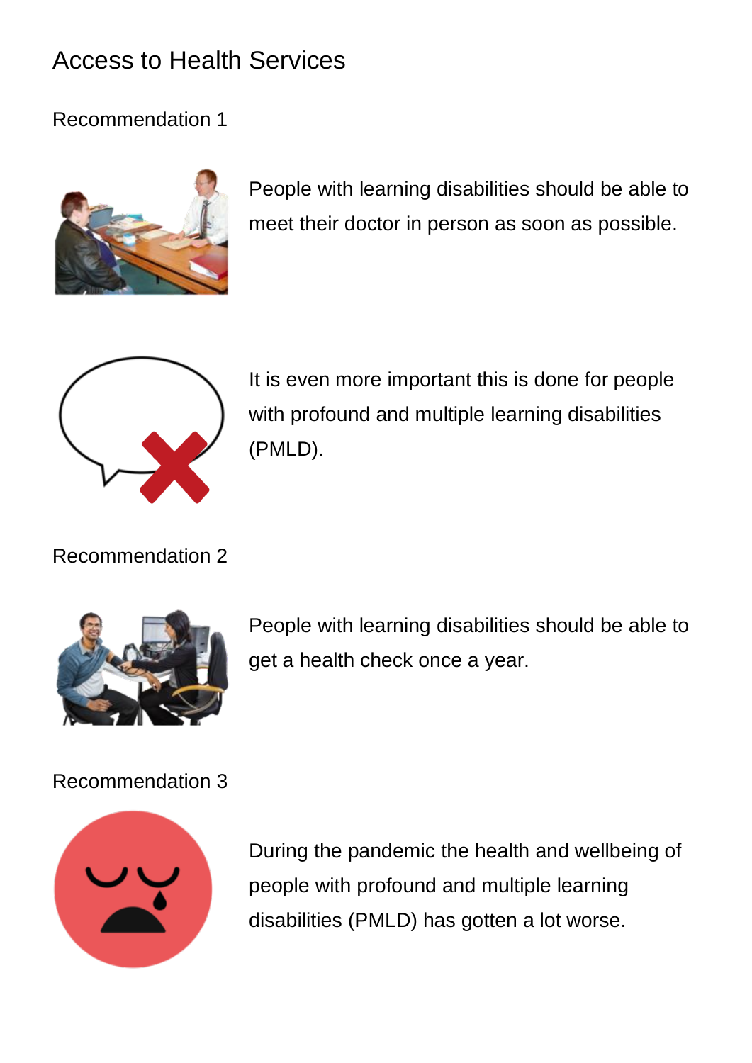# Access to Health Services

## Recommendation 1

People with learning disabilities should be able to meet their doctor in person as soon as possible.

It is even more important this is done for people with profound and multiple learning disabilities (PMLD).

## Recommendation 2

People with learning disabilities should be able to get a health check once a year.

## Recommendation 3

During the pandemic the health and wellbeing of people with profound and multiple learning disabilities (PMLD) has gotten a lot worse.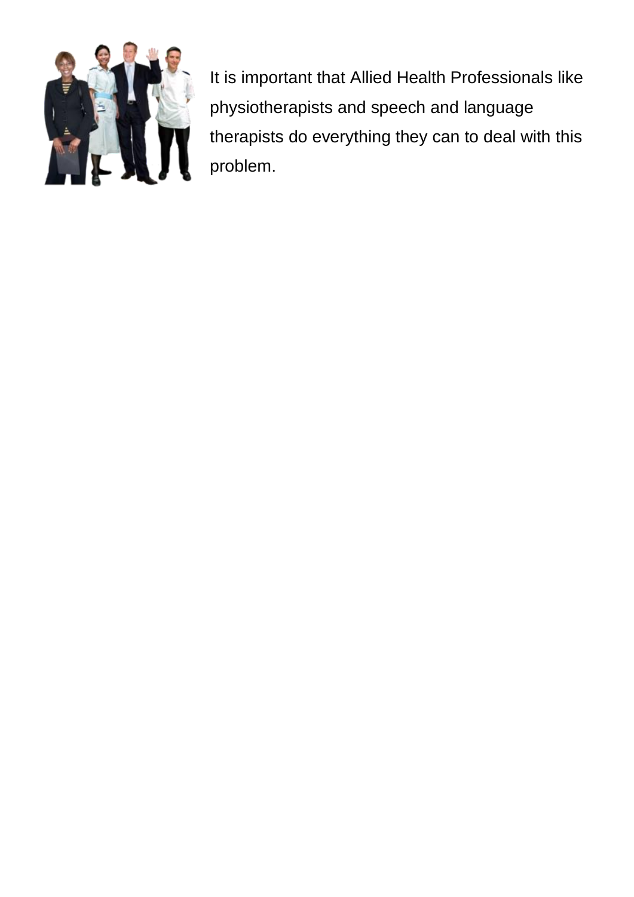It is important that Allied Health Professionals like physiotherapists and speech and language therapists do everything they can to deal with this problem.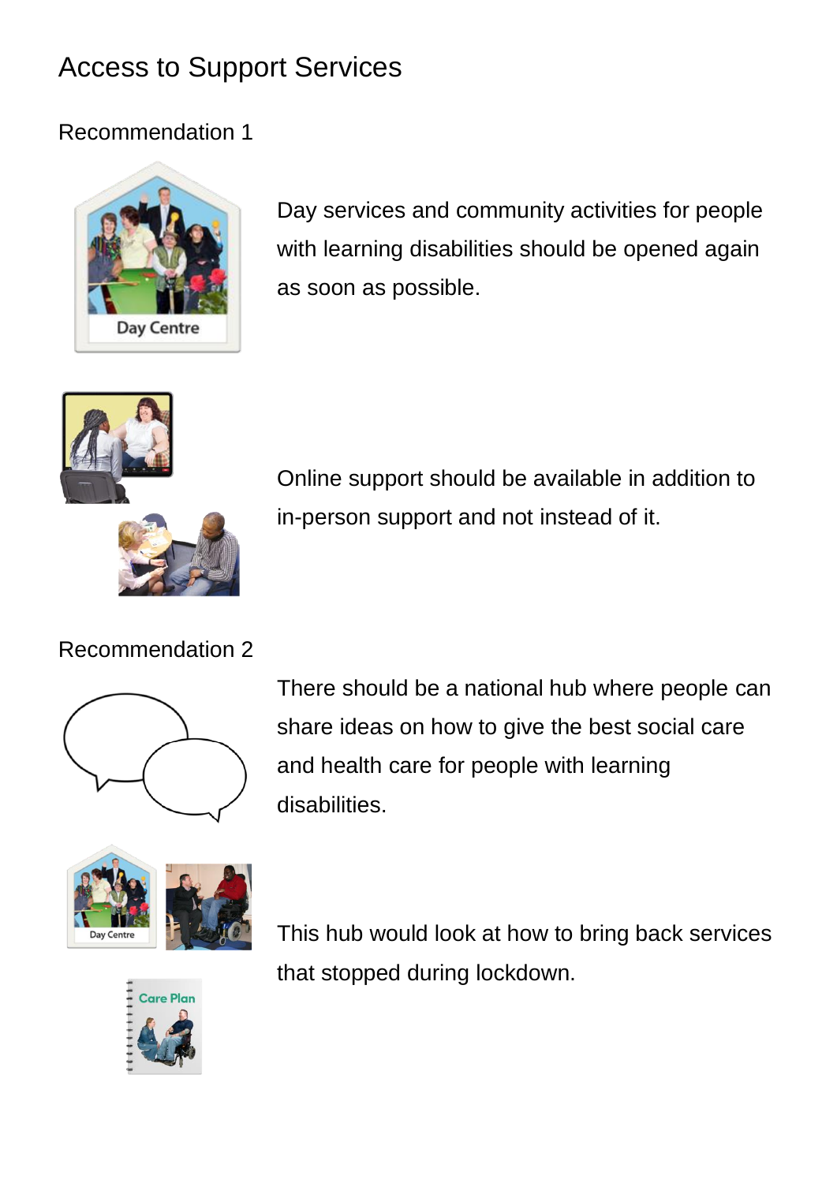# Access to Support Services

## Recommendation 1

Day services and community activities for people with learning disabilities should be opened again as soon as possible.

Online support should be available in addition to in-person support and not instead of it.

## Recommendation 2

There should be a national hub where people can share ideas on how to give the best social care and health care for people with learning disabilities.

This hub would look at how to bring back services that stopped during lockdown.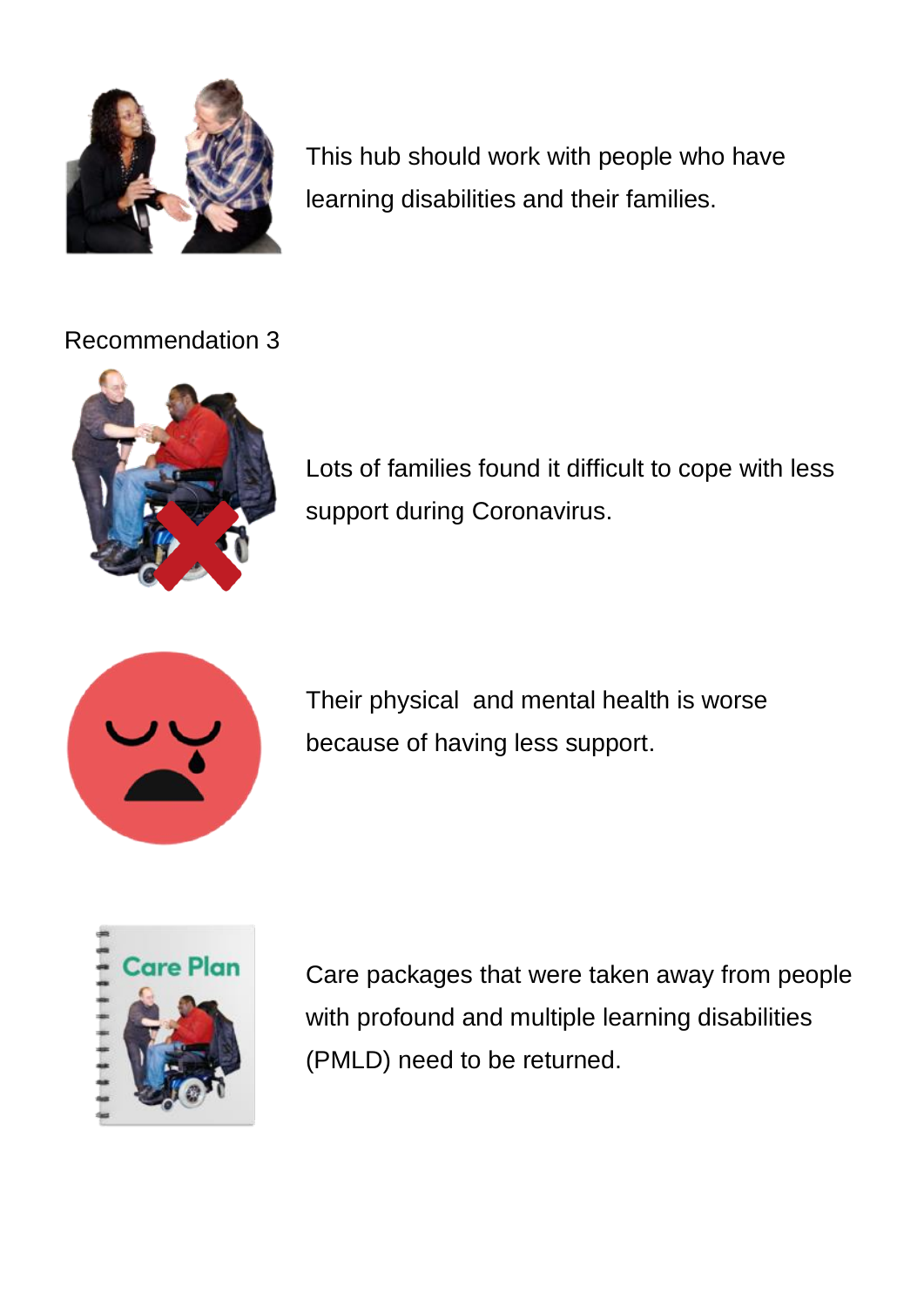This hub should work with people who have learning disabilities and their families.

Recommendation 3

Lots of families found it difficult to cope with less support during Coronavirus.

Their physical and mental health is worse because of having less support.

Care packages that were taken away from people with profound and multiple learning disabilities (PMLD) need to be returned.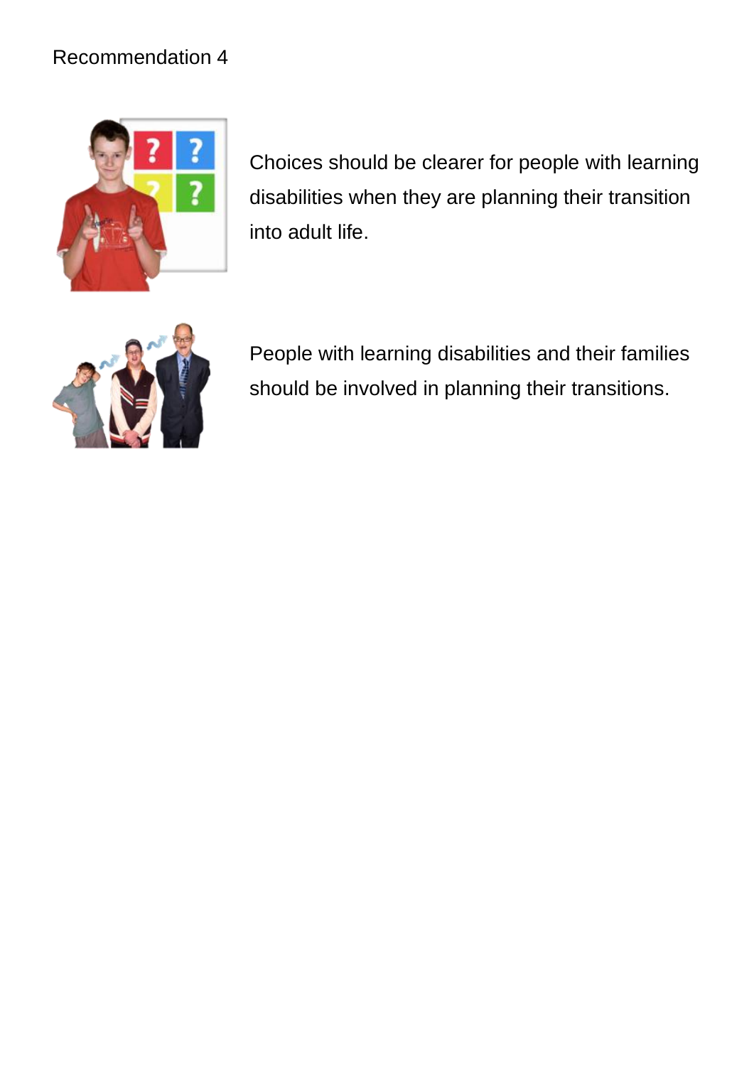Recommendation 4

Choices should be clearer for people with learning disabilities when they are planning their transition into adult life.

People with learning disabilities and their families should be involved in planning their transitions.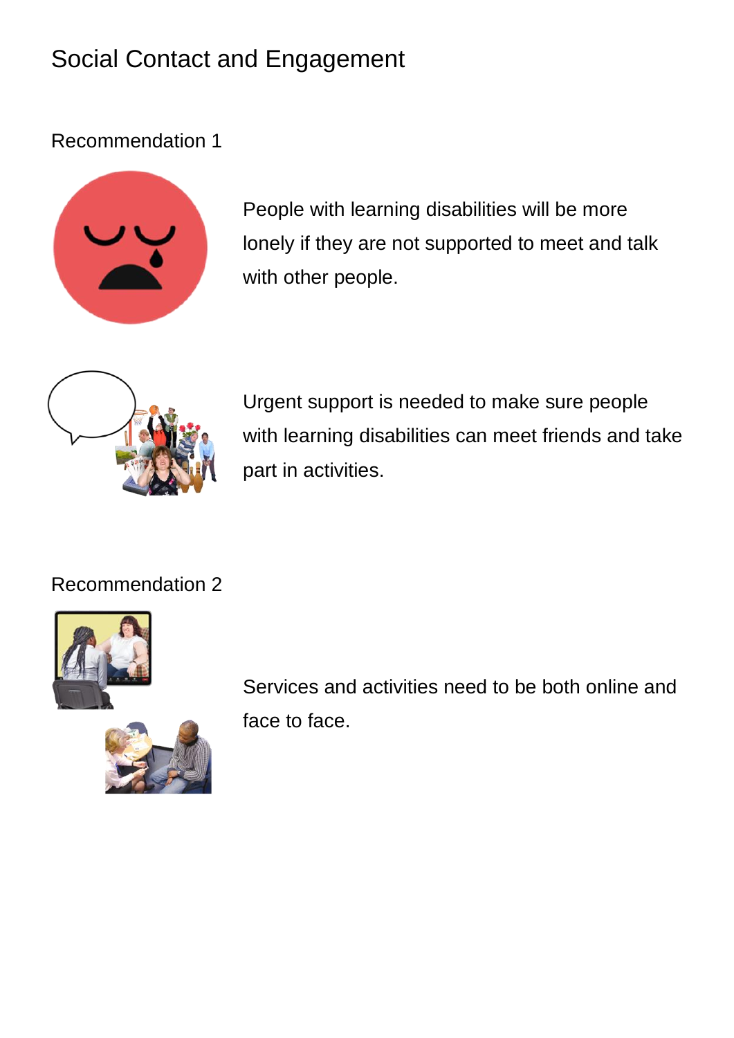# Social Contact and Engagement

## Recommendation 1

People with learning disabilities will be more lonely if they are not supported to meet and talk with other people.

Urgent support is needed to make sure people with learning disabilities can meet friends and take part in activities.

## Recommendation 2

Services and activities need to be both online and face to face.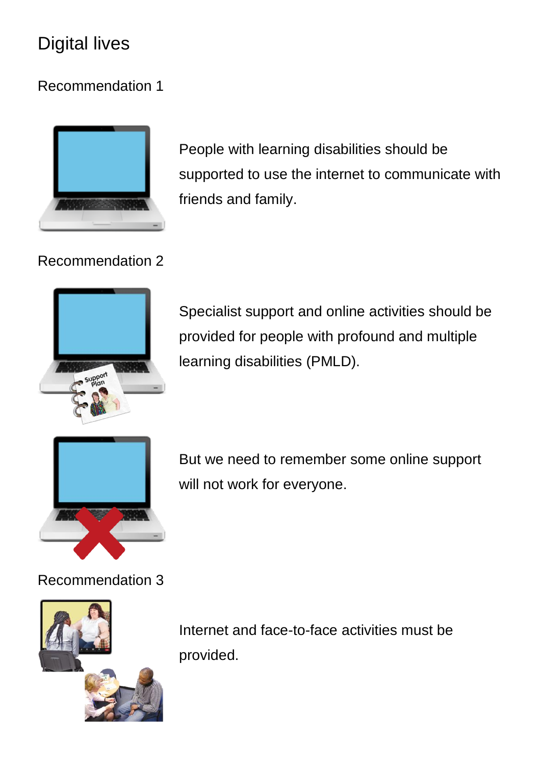# Digital lives

## Recommendation 1

People with learning disabilities should be supported to use the internet to communicate with friends and family.

## Recommendation 2

Specialist support and online activities should be provided for people with profound and multiple learning disabilities (PMLD).

But we need to remember some online support will not work for everyone.

## Recommendation 3

Internet and face-to-face activities must be provided.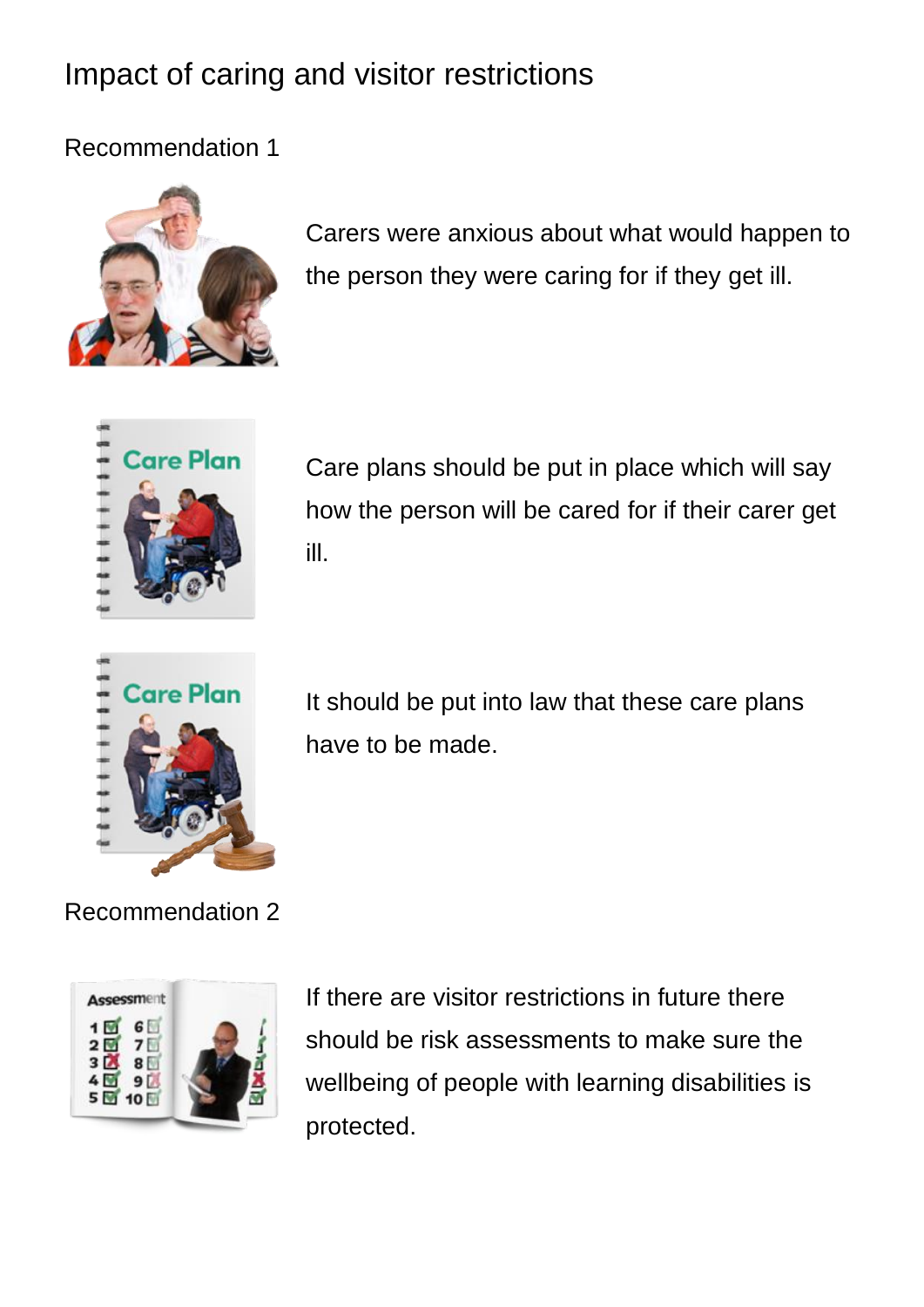# Impact of caring and visitor restrictions

## Recommendation 1

Carers were anxious about what would happen to the person they were caring for if they get ill.

Care plans should be put in place which will say how the person will be cared for if their carer get ill.

It should be put into law that these care plans have to be made.

## Recommendation 2

If there are visitor restrictions in future there should be risk assessments to make sure the wellbeing of people with learning disabilities is protected.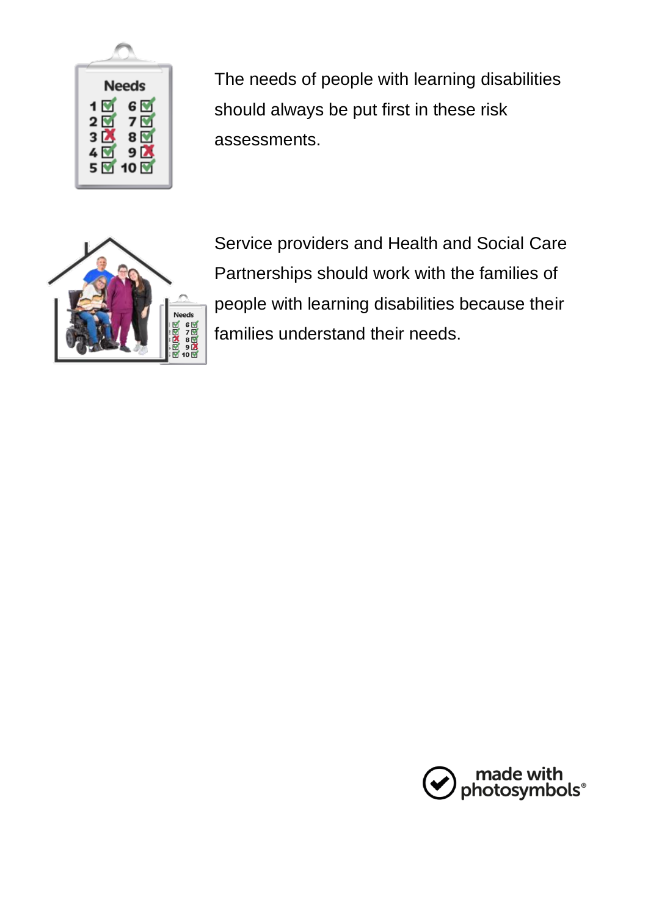The needs of people with learning disabilities should always be put first in these risk assessments.

Service providers and Health and Social Care Partnerships should work with the families of people with learning disabilities because their families understand their needs.